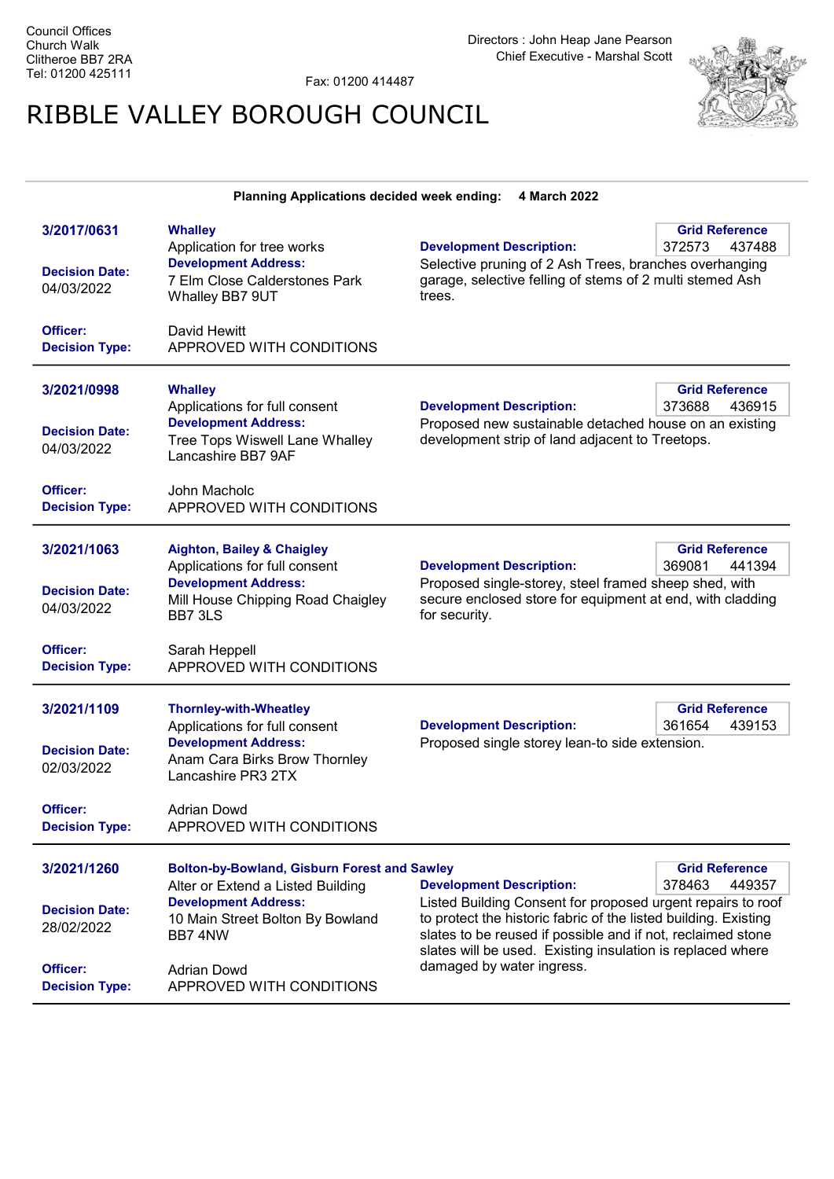Council Offices
Church Walk
Clitheroe BB7 2RA
Tel: 01200 425111

Fax: 01200 414487

Directors : John Heap Jane Pearson
Chief Executive - Marshal Scott

# RIBBLE VALLEY BOROUGH COUNCIL

**Planning Applications decided week ending: 4 March 2022**

---

**3/2017/0631**

**Whalley**
Application for tree works

**Development Address:**
7 Elm Close Calderstones Park Whalley BB7 9UT

**Decision Date:** 04/03/2022

**Officer:** David Hewitt

**Decision Type:** APPROVED WITH CONDITIONS

**Grid Reference:** 372573 437488

**Development Description:**
Selective pruning of 2 Ash Trees, branches overhanging garage, selective felling of stems of 2 multi stemed Ash trees.

---

**3/2021/0998**

**Whalley**
Applications for full consent

**Development Address:**
Tree Tops Wiswell Lane Whalley Lancashire BB7 9AF

**Decision Date:** 04/03/2022

**Officer:** John Macholc

**Decision Type:** APPROVED WITH CONDITIONS

**Grid Reference:** 373688 436915

**Development Description:**
Proposed new sustainable detached house on an existing development strip of land adjacent to Treetops.

---

**3/2021/1063**

**Aighton, Bailey & Chaigley**
Applications for full consent

**Development Address:**
Mill House Chipping Road Chaigley BB7 3LS

**Decision Date:** 04/03/2022

**Officer:** Sarah Heppell

**Decision Type:** APPROVED WITH CONDITIONS

**Grid Reference:** 369081 441394

**Development Description:**
Proposed single-storey, steel framed sheep shed, with secure enclosed store for equipment at end, with cladding for security.

---

**3/2021/1109**

**Thornley-with-Wheatley**
Applications for full consent

**Development Address:**
Anam Cara Birks Brow Thornley Lancashire PR3 2TX

**Decision Date:** 02/03/2022

**Officer:** Adrian Dowd

**Decision Type:** APPROVED WITH CONDITIONS

**Grid Reference:** 361654 439153

**Development Description:**
Proposed single storey lean-to side extension.

---

**3/2021/1260**

**Bolton-by-Bowland, Gisburn Forest and Sawley**
Alter or Extend a Listed Building

**Development Address:**
10 Main Street Bolton By Bowland BB7 4NW

**Decision Date:** 28/02/2022

**Officer:** Adrian Dowd

**Decision Type:** APPROVED WITH CONDITIONS

**Grid Reference:** 378463 449357

**Development Description:**
Listed Building Consent for proposed urgent repairs to roof to protect the historic fabric of the listed building. Existing slates to be reused if possible and if not, reclaimed stone slates will be used. Existing insulation is replaced where damaged by water ingress.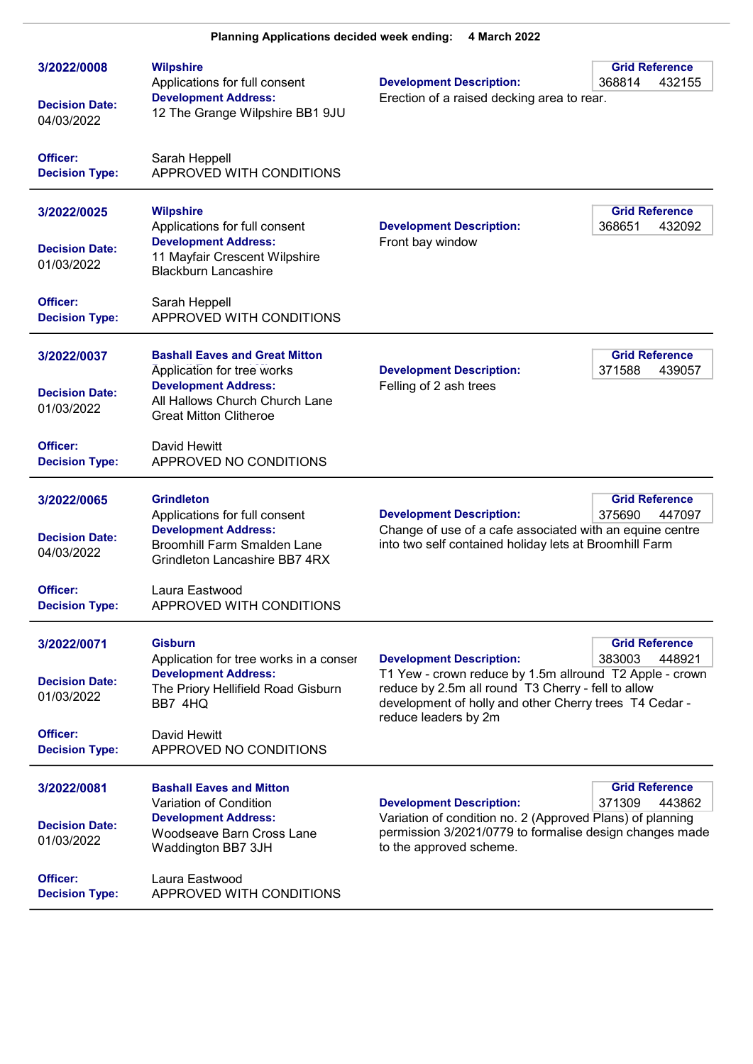**Planning Applications decided week ending: 4 March 2022**

---

**3/2022/0008**

**Decision Date:** 04/03/2022

**Wilpshire**
Applications for full consent

**Development Address:**
12 The Grange Wilpshire BB1 9JU

**Development Description:**
Erection of a raised decking area to rear.

| Grid Reference | |
|---|---|
| 368814 | 432155 |

**Officer:** Sarah Heppell
**Decision Type:** APPROVED WITH CONDITIONS

---

**3/2022/0025**

**Decision Date:** 01/03/2022

**Wilpshire**
Applications for full consent

**Development Address:**
11 Mayfair Crescent Wilpshire Blackburn Lancashire

**Development Description:**
Front bay window

| Grid Reference | |
|---|---|
| 368651 | 432092 |

**Officer:** Sarah Heppell
**Decision Type:** APPROVED WITH CONDITIONS

---

**3/2022/0037**

**Decision Date:** 01/03/2022

**Bashall Eaves and Great Mitton**
Application for tree works

**Development Address:**
All Hallows Church Church Lane Great Mitton Clitheroe

**Development Description:**
Felling of 2 ash trees

| Grid Reference | |
|---|---|
| 371588 | 439057 |

**Officer:** David Hewitt
**Decision Type:** APPROVED NO CONDITIONS

---

**3/2022/0065**

**Decision Date:** 04/03/2022

**Grindleton**
Applications for full consent

**Development Address:**
Broomhill Farm Smalden Lane Grindleton Lancashire BB7 4RX

**Development Description:**
Change of use of a cafe associated with an equine centre into two self contained holiday lets at Broomhill Farm

| Grid Reference | |
|---|---|
| 375690 | 447097 |

**Officer:** Laura Eastwood
**Decision Type:** APPROVED WITH CONDITIONS

---

**3/2022/0071**

**Decision Date:** 01/03/2022

**Gisburn**
Application for tree works in a conser

**Development Address:**
The Priory Hellifield Road Gisburn BB7 4HQ

**Development Description:**
T1 Yew - crown reduce by 1.5m allround T2 Apple - crown reduce by 2.5m all round T3 Cherry - fell to allow development of holly and other Cherry trees T4 Cedar - reduce leaders by 2m

| Grid Reference | |
|---|---|
| 383003 | 448921 |

**Officer:** David Hewitt
**Decision Type:** APPROVED NO CONDITIONS

---

**3/2022/0081**

**Decision Date:** 01/03/2022

**Bashall Eaves and Mitton**
Variation of Condition

**Development Address:**
Woodseave Barn Cross Lane Waddington BB7 3JH

**Development Description:**
Variation of condition no. 2 (Approved Plans) of planning permission 3/2021/0779 to formalise design changes made to the approved scheme.

| Grid Reference | |
|---|---|
| 371309 | 443862 |

**Officer:** Laura Eastwood
**Decision Type:** APPROVED WITH CONDITIONS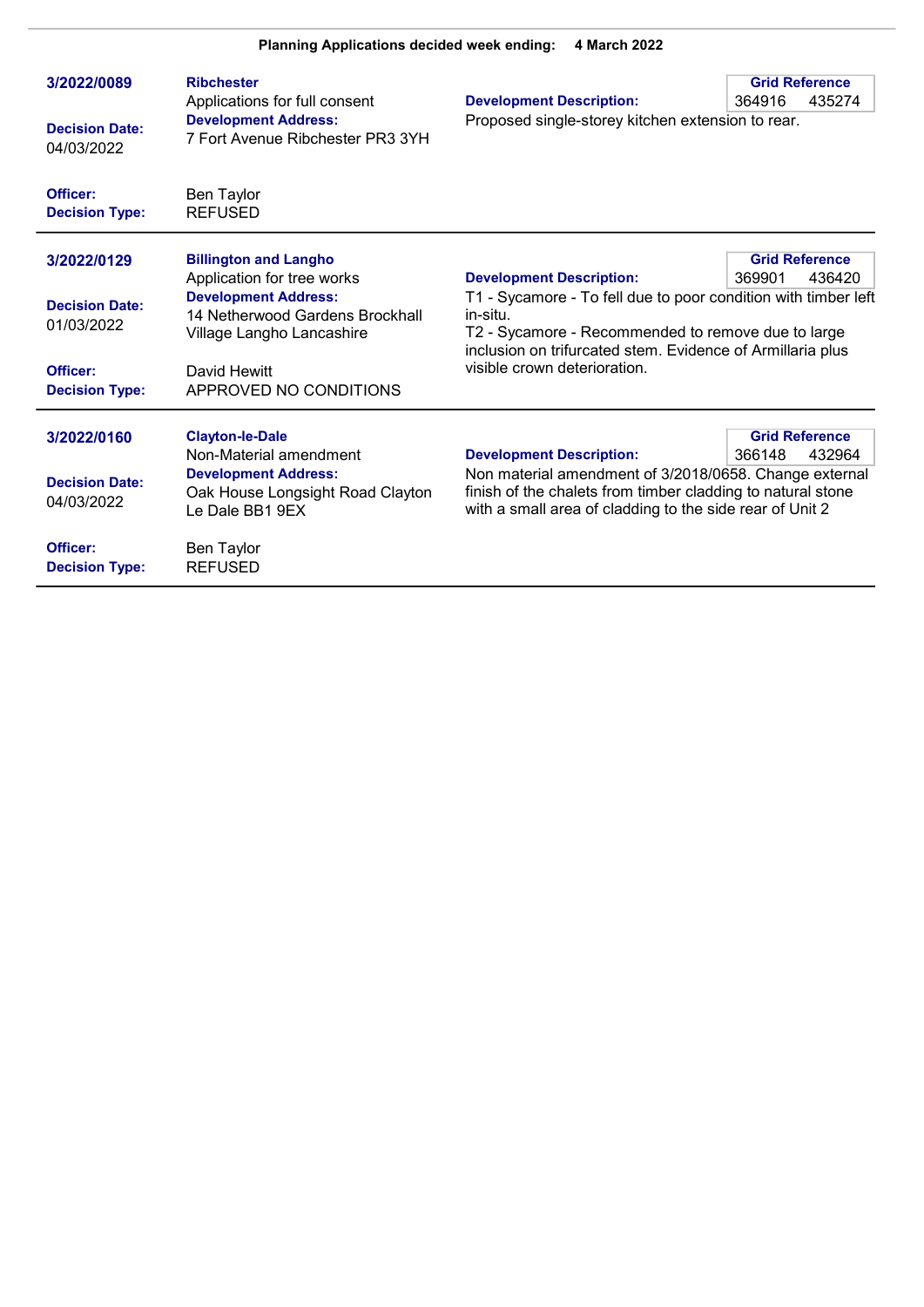Planning Applications decided week ending: 4 March 2022

---

**3/2022/0089**

**Ribchester**
Applications for full consent

**Development Address:**
7 Fort Avenue Ribchester PR3 3YH

**Decision Date:** 04/03/2022

**Development Description:**
Proposed single-storey kitchen extension to rear.

**Grid Reference:** 364916 435274

**Officer:** Ben Taylor

**Decision Type:** REFUSED

---

**3/2022/0129**

**Billington and Langho**
Application for tree works

**Development Address:**
14 Netherwood Gardens Brockhall Village Langho Lancashire

**Decision Date:** 01/03/2022

**Development Description:**
T1 - Sycamore - To fell due to poor condition with timber left in-situ.
T2 - Sycamore - Recommended to remove due to large inclusion on trifurcated stem. Evidence of Armillaria plus visible crown deterioration.

**Grid Reference:** 369901 436420

**Officer:** David Hewitt

**Decision Type:** APPROVED NO CONDITIONS

---

**3/2022/0160**

**Clayton-le-Dale**
Non-Material amendment

**Development Address:**
Oak House Longsight Road Clayton Le Dale BB1 9EX

**Decision Date:** 04/03/2022

**Development Description:**
Non material amendment of 3/2018/0658. Change external finish of the chalets from timber cladding to natural stone with a small area of cladding to the side rear of Unit 2

**Grid Reference:** 366148 432964

**Officer:** Ben Taylor

**Decision Type:** REFUSED